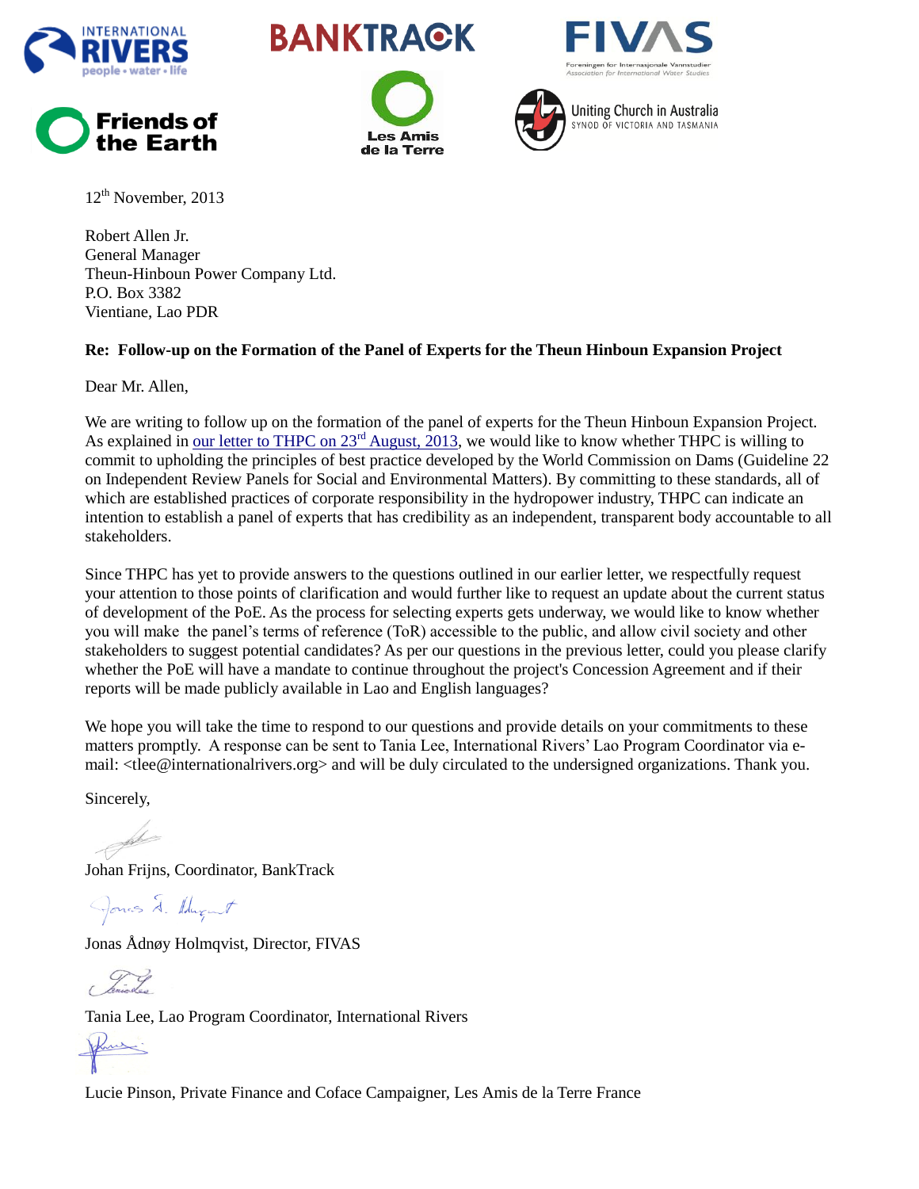12th November, 2013

Robert Allen Jr.
General Manager
Theun-Hinboun Power Company Ltd.
P.O. Box 3382
Vientiane, Lao PDR

**Re: Follow-up on the Formation of the Panel of Experts for the Theun Hinboun Expansion Project**

Dear Mr. Allen,

We are writing to follow up on the formation of the panel of experts for the Theun Hinboun Expansion Project. As explained in our letter to THPC on 23rd August, 2013, we would like to know whether THPC is willing to commit to upholding the principles of best practice developed by the World Commission on Dams (Guideline 22 on Independent Review Panels for Social and Environmental Matters). By committing to these standards, all of which are established practices of corporate responsibility in the hydropower industry, THPC can indicate an intention to establish a panel of experts that has credibility as an independent, transparent body accountable to all stakeholders.

Since THPC has yet to provide answers to the questions outlined in our earlier letter, we respectfully request your attention to those points of clarification and would further like to request an update about the current status of development of the PoE. As the process for selecting experts gets underway, we would like to know whether you will make the panel's terms of reference (ToR) accessible to the public, and allow civil society and other stakeholders to suggest potential candidates? As per our questions in the previous letter, could you please clarify whether the PoE will have a mandate to continue throughout the project's Concession Agreement and if their reports will be made publicly available in Lao and English languages?

We hope you will take the time to respond to our questions and provide details on your commitments to these matters promptly. A response can be sent to Tania Lee, International Rivers' Lao Program Coordinator via e-mail: <tlee@internationalrivers.org> and will be duly circulated to the undersigned organizations. Thank you.

Sincerely,

Johan Frijns, Coordinator, BankTrack

Jonas Ådnøy Holmqvist, Director, FIVAS

Tania Lee, Lao Program Coordinator, International Rivers

Lucie Pinson, Private Finance and Coface Campaigner, Les Amis de la Terre France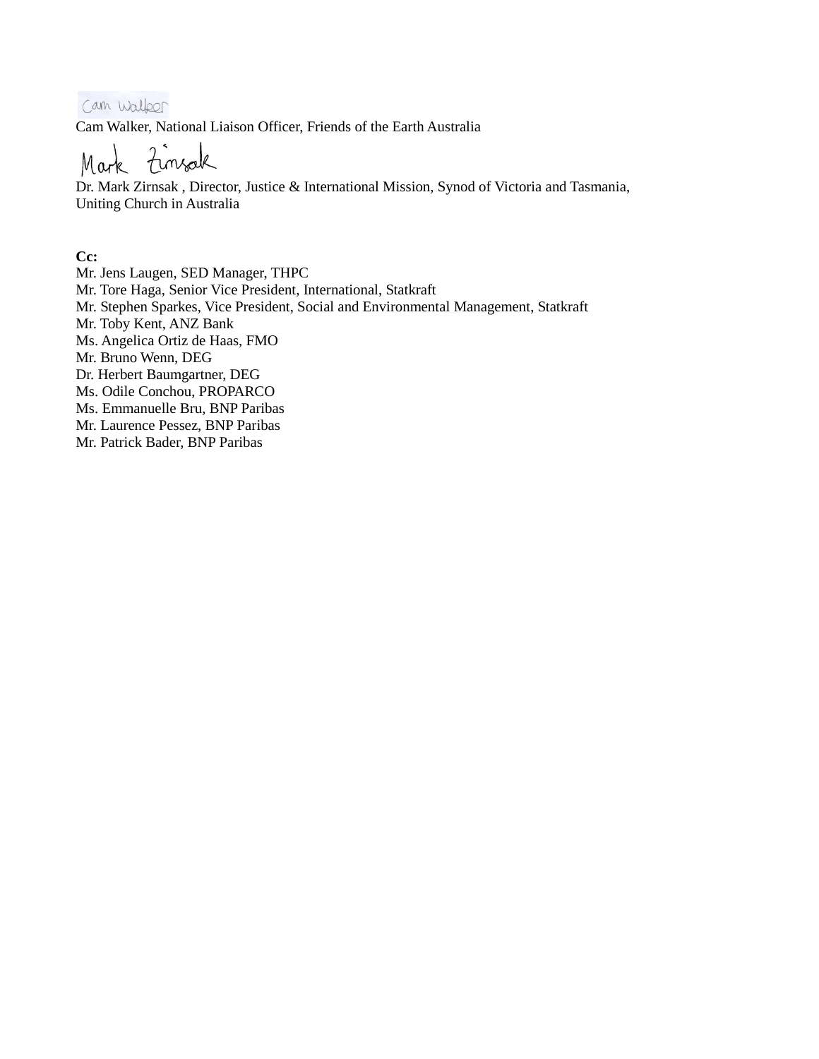Cam Walker, National Liaison Officer, Friends of the Earth Australia

Dr. Mark Zirnsak , Director, Justice & International Mission, Synod of Victoria and Tasmania, Uniting Church in Australia

**Cc:**
Mr. Jens Laugen, SED Manager, THPC
Mr. Tore Haga, Senior Vice President, International, Statkraft
Mr. Stephen Sparkes, Vice President, Social and Environmental Management, Statkraft
Mr. Toby Kent, ANZ Bank
Ms. Angelica Ortiz de Haas, FMO
Mr. Bruno Wenn, DEG
Dr. Herbert Baumgartner, DEG
Ms. Odile Conchou, PROPARCO
Ms. Emmanuelle Bru, BNP Paribas
Mr. Laurence Pessez, BNP Paribas
Mr. Patrick Bader, BNP Paribas